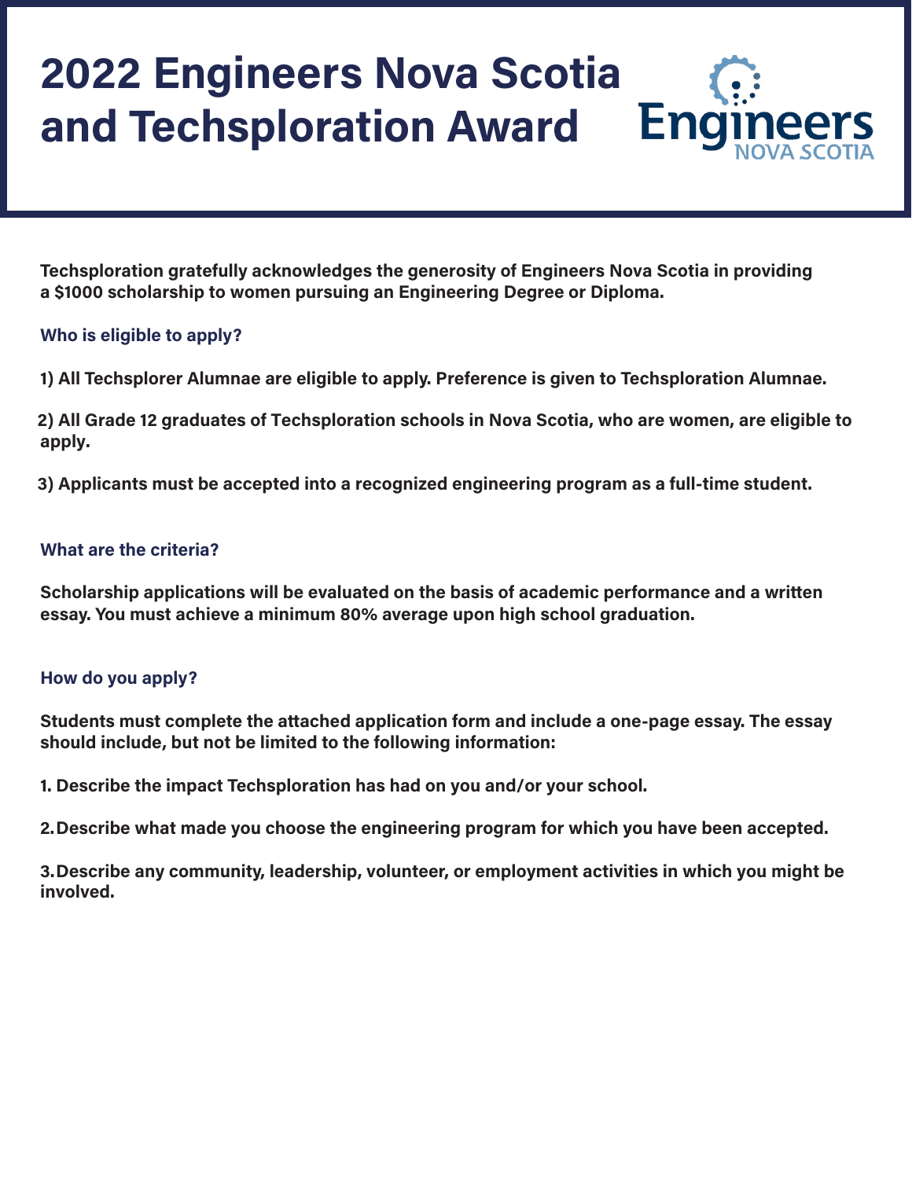# 2022 Engineers Nova Scotia and Techsploration Award

Engineers
NOVA SCOTIA

**Techsploration gratefully acknowledges the generosity of Engineers Nova Scotia in providing a $1000 scholarship to women pursuing an Engineering Degree or Diploma.**

## Who is eligible to apply?

**1) All Techsplorer Alumnae are eligible to apply. Preference is given to Techsploration Alumnae.**

**2) All Grade 12 graduates of Techsploration schools in Nova Scotia, who are women, are eligible to apply.**

**3) Applicants must be accepted into a recognized engineering program as a full-time student.**

## What are the criteria?

**Scholarship applications will be evaluated on the basis of academic performance and a written essay. You must achieve a minimum 80% average upon high school graduation.**

## How do you apply?

**Students must complete the attached application form and include a one-page essay. The essay should include, but not be limited to the following information:**

**1. Describe the impact Techsploration has had on you and/or your school.**

**2. Describe what made you choose the engineering program for which you have been accepted.**

**3. Describe any community, leadership, volunteer, or employment activities in which you might be involved.**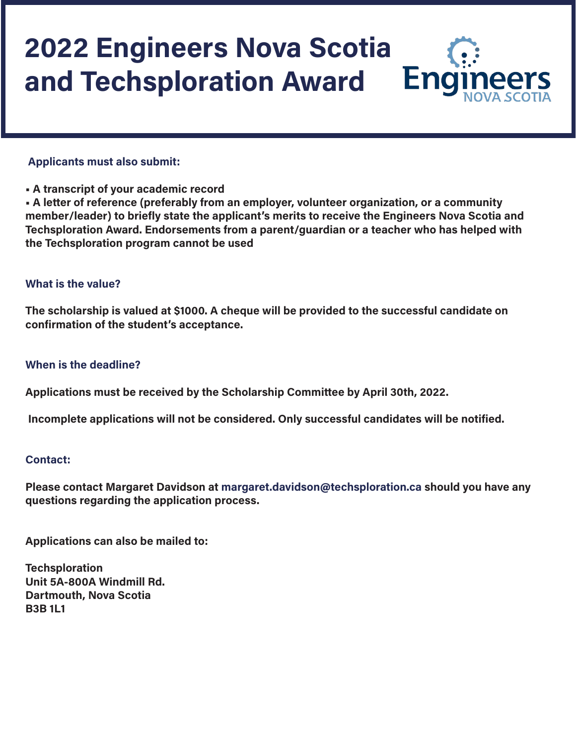# 2022 Engineers Nova Scotia and Techsploration Award

Engineers NOVA SCOTIA

**Applicants must also submit:**

- **A transcript of your academic record**
- **A letter of reference (preferably from an employer, volunteer organization, or a community member/leader) to briefly state the applicant's merits to receive the Engineers Nova Scotia and Techsploration Award. Endorsements from a parent/guardian or a teacher who has helped with the Techsploration program cannot be used**

**What is the value?**

**The scholarship is valued at $1000. A cheque will be provided to the successful candidate on confirmation of the student's acceptance.**

**When is the deadline?**

**Applications must be received by the Scholarship Committee by April 30th, 2022.**

**Incomplete applications will not be considered. Only successful candidates will be notified.**

**Contact:**

**Please contact Margaret Davidson at margaret.davidson@techsploration.ca should you have any questions regarding the application process.**

**Applications can also be mailed to:**

**Techsploration**
**Unit 5A-800A Windmill Rd.**
**Dartmouth, Nova Scotia**
**B3B 1L1**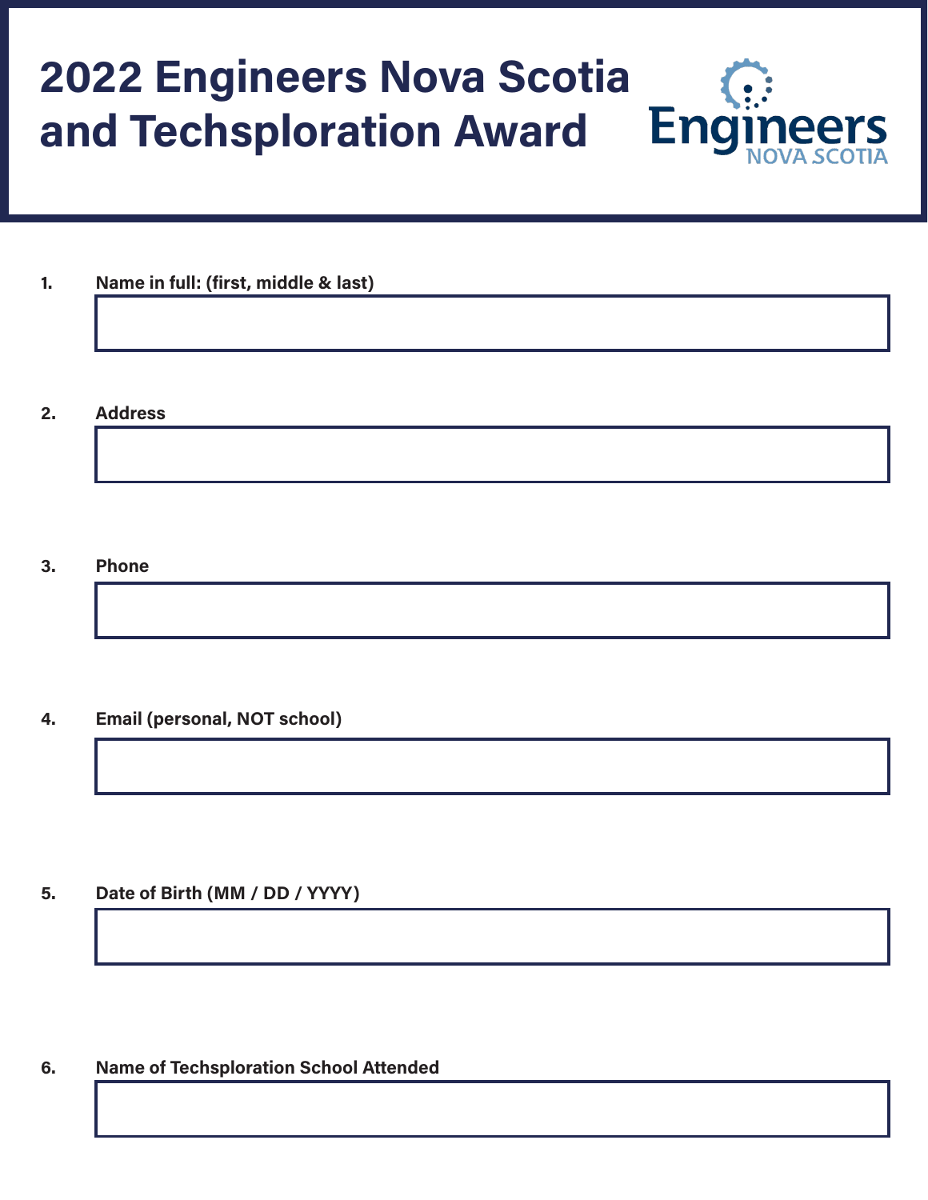# 2022 Engineers Nova Scotia and Techsploration Award

Engineers NOVA SCOTIA

1. **Name in full: (first, middle & last)**

2. **Address**

3. **Phone**

4. **Email (personal, NOT school)**

5. **Date of Birth (MM / DD / YYYY)**

6. **Name of Techsploration School Attended**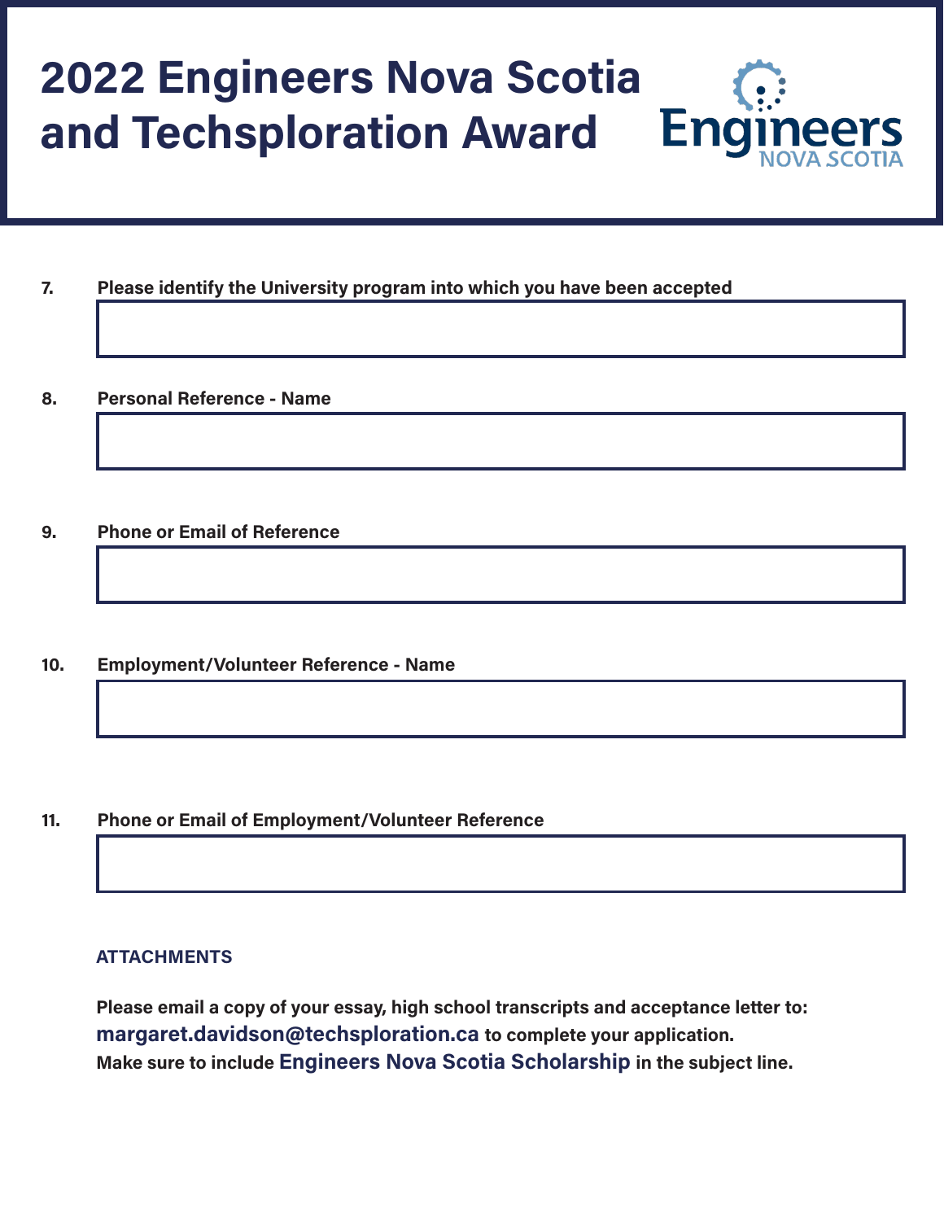# 2022 Engineers Nova Scotia and Techsploration Award

**7. Please identify the University program into which you have been accepted**

**8. Personal Reference - Name**

**9. Phone or Email of Reference**

**10. Employment/Volunteer Reference - Name**

**11. Phone or Email of Employment/Volunteer Reference**

**ATTACHMENTS**

**Please email a copy of your essay, high school transcripts and acceptance letter to: margaret.davidson@techsploration.ca to complete your application. Make sure to include Engineers Nova Scotia Scholarship in the subject line.**